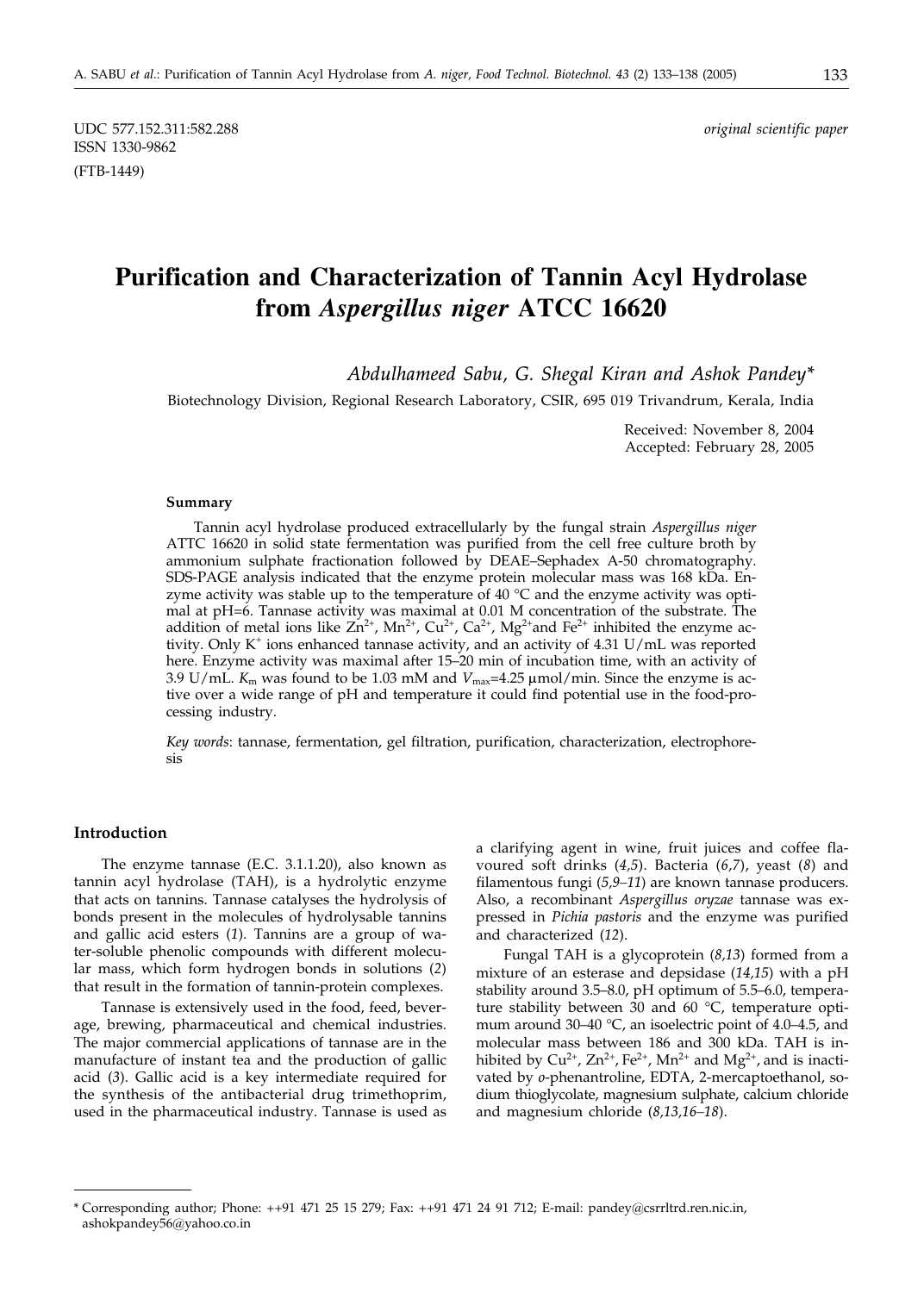UDC 577.152.311:582.288

ISSN 1330-9862

(FTB-1449)

*original scientific paper*

# Purification and Characterization of Tannin Acyl Hydrolase from *Aspergillus niger* ATCC 16620

*Abdulhameed Sabu, G. Shegal Kiran and Ashok Pandey**

Biotechnology Division, Regional Research Laboratory, CSIR, 695 019 Trivandrum, Kerala, India

Received: November 8, 2004
Accepted: February 28, 2005

#### Summary

Tannin acyl hydrolase produced extracellularly by the fungal strain *Aspergillus niger* ATCC 16620 in solid state fermentation was purified from the cell free culture broth by ammonium sulphate fractionation followed by DEAE–Sephadex A-50 chromatography. SDS-PAGE analysis indicated that the enzyme protein molecular mass was 168 kDa. Enzyme activity was stable up to the temperature of 40 °C and the enzyme activity was optimal at pH=6. Tannase activity was maximal at 0.01 M concentration of the substrate. The addition of metal ions like $Zn^{2+}$, $Mn^{2+}$, $Cu^{2+}$, $Ca^{2+}$, $Mg^{2+}$and $Fe^{2+}$ inhibited the enzyme activity. Only $K^{+}$ ions enhanced tannase activity, and an activity of 4.31 U/mL was reported here. Enzyme activity was maximal after 15–20 min of incubation time, with an activity of 3.9 U/mL. $K_m$ was found to be 1.03 mM and $V_{max}$=4.25 µmol/min. Since the enzyme is active over a wide range of pH and temperature it could find potential use in the food-processing industry.

*Key words*: tannase, fermentation, gel filtration, purification, characterization, electrophoresis

#### Introduction

The enzyme tannase (E.C. 3.1.1.20), also known as tannin acyl hydrolase (TAH), is a hydrolytic enzyme that acts on tannins. Tannase catalyses the hydrolysis of bonds present in the molecules of hydrolysable tannins and gallic acid esters (*1*). Tannins are a group of water-soluble phenolic compounds with different molecular mass, which form hydrogen bonds in solutions (*2*) that result in the formation of tannin-protein complexes.

Tannase is extensively used in the food, feed, beverage, brewing, pharmaceutical and chemical industries. The major commercial applications of tannase are in the manufacture of instant tea and the production of gallic acid (*3*). Gallic acid is a key intermediate required for the synthesis of the antibacterial drug trimethoprim, used in the pharmaceutical industry. Tannase is used as a clarifying agent in wine, fruit juices and coffee flavoured soft drinks (*4,5*). Bacteria (*6,7*), yeast (*8*) and filamentous fungi (*5,9–11*) are known tannase producers. Also, a recombinant *Aspergillus oryzae* tannase was expressed in *Pichia pastoris* and the enzyme was purified and characterized (*12*).

Fungal TAH is a glycoprotein (*8,13*) formed from a mixture of an esterase and depsidase (*14,15*) with a pH stability around 3.5–8.0, pH optimum of 5.5–6.0, temperature stability between 30 and 60 °C, temperature optimum around 30–40 °C, an isoelectric point of 4.0–4.5, and molecular mass between 186 and 300 kDa. TAH is inhibited by $Cu^{2+}$, $Zn^{2+}$, $Fe^{2+}$, $Mn^{2+}$ and $Mg^{2+}$, and is inactivated by *o*-phenantroline, EDTA, 2-mercaptoethanol, sodium thioglycolate, magnesium sulphate, calcium chloride and magnesium chloride (*8,13,16–18*).

---

\* Corresponding author; Phone: ++91 471 25 15 279; Fax: ++91 471 24 91 712; E-mail: pandey@csrrltrd.ren.nic.in, ashokpandey56@yahoo.co.in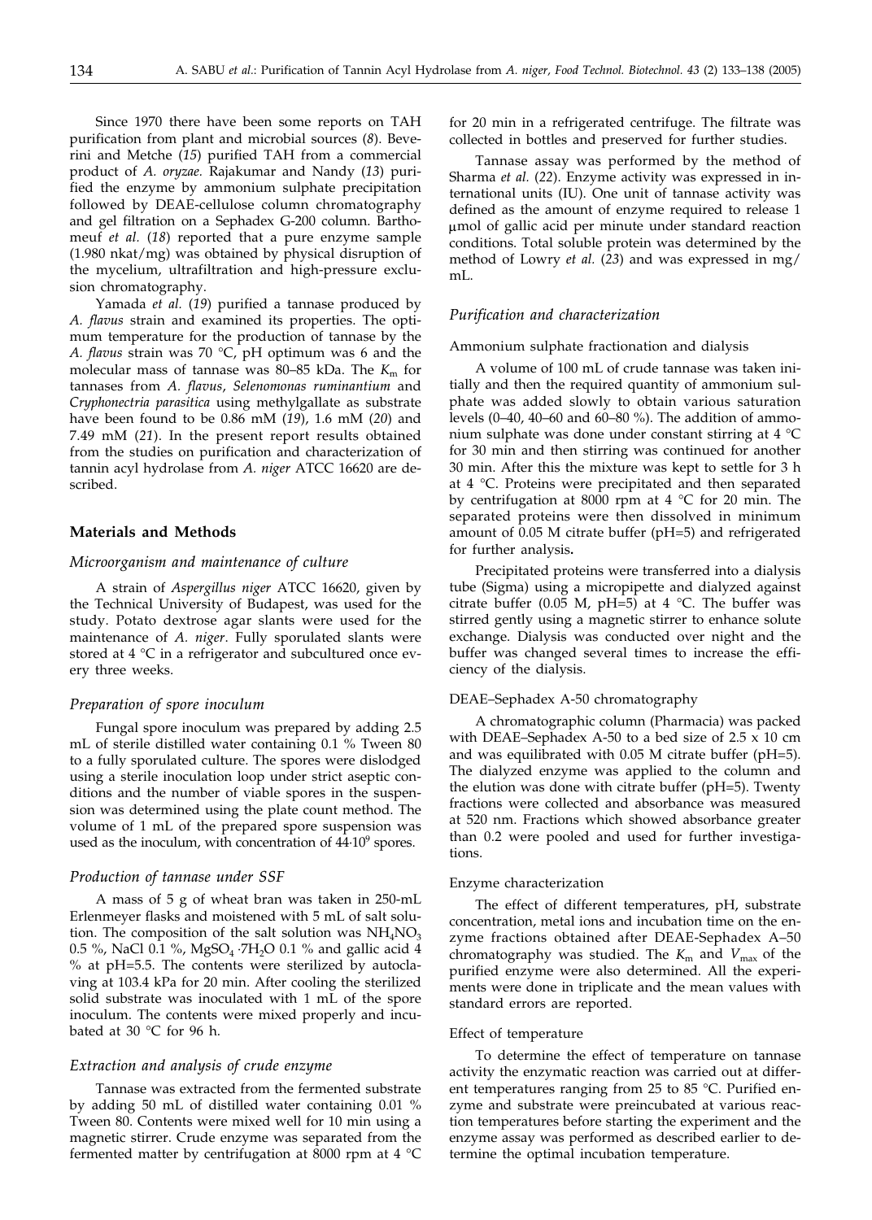Since 1970 there have been some reports on TAH purification from plant and microbial sources (*8*). Beverini and Metche (*15*) purified TAH from a commercial product of *A. oryzae.* Rajakumar and Nandy (*13*) purified the enzyme by ammonium sulphate precipitation followed by DEAE-cellulose column chromatography and gel filtration on a Sephadex G-200 column. Barthomeuf *et al.* (*18*) reported that a pure enzyme sample (1.980 nkat/mg) was obtained by physical disruption of the mycelium, ultrafiltration and high-pressure exclusion chromatography.

Yamada *et al.* (*19*) purified a tannase produced by *A. flavus* strain and examined its properties. The optimum temperature for the production of tannase by the *A. flavus* strain was 70 °C, pH optimum was 6 and the molecular mass of tannase was 80–85 kDa. The $K_m$ for tannases from *A. flavus*, *Selenomonas ruminantium* and *Cryphonectria parasitica* using methylgallate as substrate have been found to be 0.86 mM (*19*), 1.6 mM (*20*) and 7.49 mM (*21*). In the present report results obtained from the studies on purification and characterization of tannin acyl hydrolase from *A. niger* ATCC 16620 are described.

## Materials and Methods

### *Microorganism and maintenance of culture*

A strain of *Aspergillus niger* ATCC 16620, given by the Technical University of Budapest, was used for the study. Potato dextrose agar slants were used for the maintenance of *A. niger*. Fully sporulated slants were stored at 4 °C in a refrigerator and subcultured once every three weeks.

### *Preparation of spore inoculum*

Fungal spore inoculum was prepared by adding 2.5 mL of sterile distilled water containing 0.1 % Tween 80 to a fully sporulated culture. The spores were dislodged using a sterile inoculation loop under strict aseptic conditions and the number of viable spores in the suspension was determined using the plate count method. The volume of 1 mL of the prepared spore suspension was used as the inoculum, with concentration of $44 \cdot 10^9$ spores.

### *Production of tannase under SSF*

A mass of 5 g of wheat bran was taken in 250-mL Erlenmeyer flasks and moistened with 5 mL of salt solution. The composition of the salt solution was $NH_4NO_3$ 0.5 %, NaCl 0.1 %, $MgSO_4 \cdot 7H_2O$ 0.1 % and gallic acid 4 % at pH=5.5. The contents were sterilized by autoclaving at 103.4 kPa for 20 min. After cooling the sterilized solid substrate was inoculated with 1 mL of the spore inoculum. The contents were mixed properly and incubated at 30 °C for 96 h.

### *Extraction and analysis of crude enzyme*

Tannase was extracted from the fermented substrate by adding 50 mL of distilled water containing 0.01 % Tween 80. Contents were mixed well for 10 min using a magnetic stirrer. Crude enzyme was separated from the fermented matter by centrifugation at 8000 rpm at 4 °C for 20 min in a refrigerated centrifuge. The filtrate was collected in bottles and preserved for further studies.

Tannase assay was performed by the method of Sharma *et al.* (*22*). Enzyme activity was expressed in international units (IU). One unit of tannase activity was defined as the amount of enzyme required to release 1 μmol of gallic acid per minute under standard reaction conditions. Total soluble protein was determined by the method of Lowry *et al.* (*23*) and was expressed in mg/mL.

### *Purification and characterization*

#### Ammonium sulphate fractionation and dialysis

A volume of 100 mL of crude tannase was taken initially and then the required quantity of ammonium sulphate was added slowly to obtain various saturation levels (0–40, 40–60 and 60–80 %). The addition of ammonium sulphate was done under constant stirring at 4 °C for 30 min and then stirring was continued for another 30 min. After this the mixture was kept to settle for 3 h at 4 °C. Proteins were precipitated and then separated by centrifugation at 8000 rpm at 4 °C for 20 min. The separated proteins were then dissolved in minimum amount of 0.05 M citrate buffer (pH=5) and refrigerated for further analysis**.**

Precipitated proteins were transferred into a dialysis tube (Sigma) using a micropipette and dialyzed against citrate buffer (0.05 M, pH=5) at 4 °C. The buffer was stirred gently using a magnetic stirrer to enhance solute exchange. Dialysis was conducted over night and the buffer was changed several times to increase the efficiency of the dialysis.

#### DEAE–Sephadex A-50 chromatography

A chromatographic column (Pharmacia) was packed with DEAE–Sephadex A-50 to a bed size of 2.5 x 10 cm and was equilibrated with 0.05 M citrate buffer (pH=5). The dialyzed enzyme was applied to the column and the elution was done with citrate buffer (pH=5). Twenty fractions were collected and absorbance was measured at 520 nm. Fractions which showed absorbance greater than 0.2 were pooled and used for further investigations.

#### Enzyme characterization

The effect of different temperatures, pH, substrate concentration, metal ions and incubation time on the enzyme fractions obtained after DEAE-Sephadex A–50 chromatography was studied. The $K_m$ and $V_{max}$ of the purified enzyme were also determined. All the experiments were done in triplicate and the mean values with standard errors are reported.

#### Effect of temperature

To determine the effect of temperature on tannase activity the enzymatic reaction was carried out at different temperatures ranging from 25 to 85 °C. Purified enzyme and substrate were preincubated at various reaction temperatures before starting the experiment and the enzyme assay was performed as described earlier to determine the optimal incubation temperature.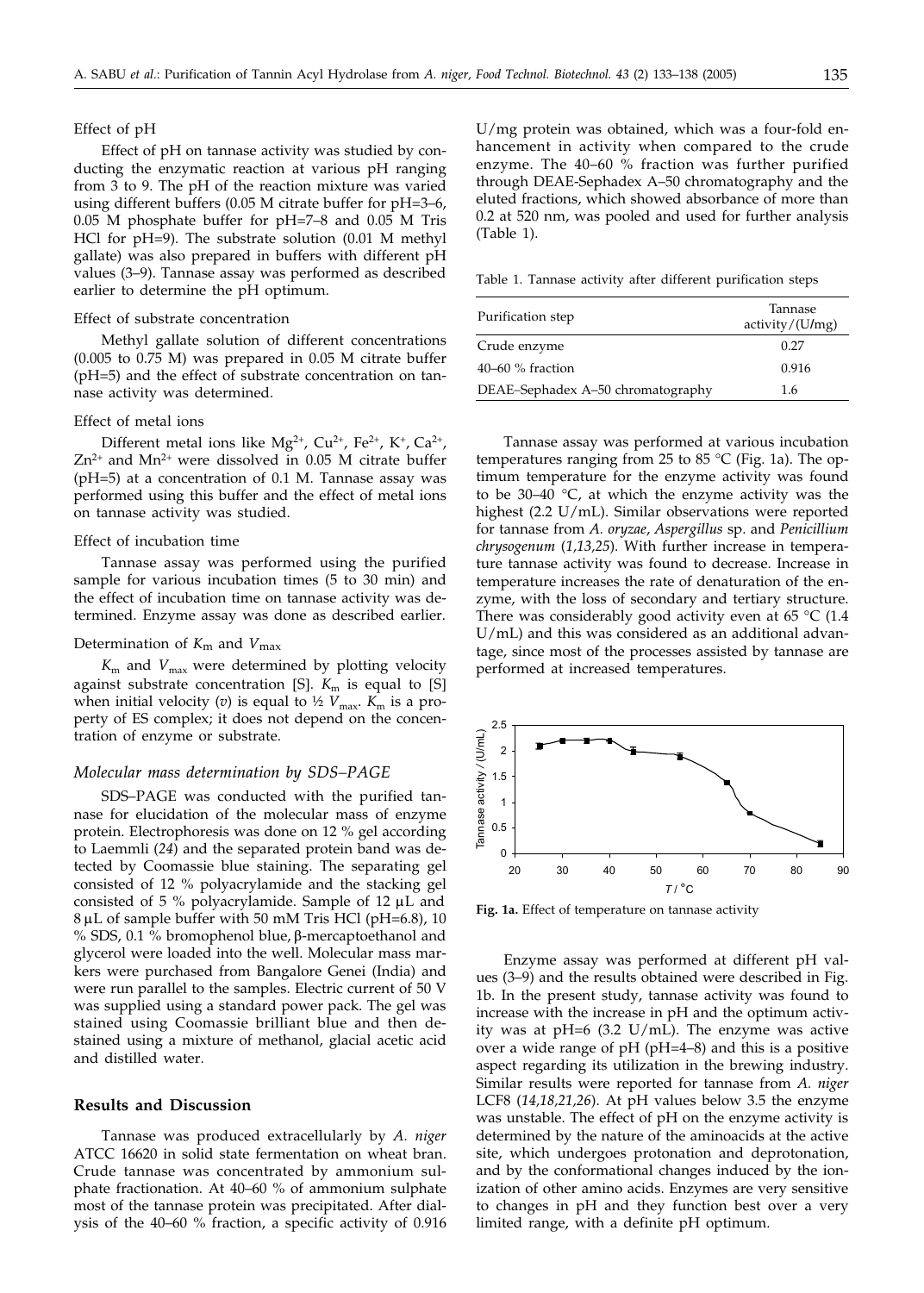Effect of pH

Effect of pH on tannase activity was studied by conducting the enzymatic reaction at various pH ranging from 3 to 9. The pH of the reaction mixture was varied using different buffers (0.05 M citrate buffer for pH=3–6, 0.05 M phosphate buffer for pH=7–8 and 0.05 M Tris HCl for pH=9). The substrate solution (0.01 M methyl gallate) was also prepared in buffers with different pH values (3–9). Tannase assay was performed as described earlier to determine the pH optimum.

Effect of substrate concentration

Methyl gallate solution of different concentrations (0.005 to 0.75 M) was prepared in 0.05 M citrate buffer (pH=5) and the effect of substrate concentration on tannase activity was determined.

Effect of metal ions

Different metal ions like $Mg^{2+}$, $Cu^{2+}$, $Fe^{2+}$, $K^{+}$, $Ca^{2+}$, $Zn^{2+}$ and $Mn^{2+}$ were dissolved in 0.05 M citrate buffer (pH=5) at a concentration of 0.1 M. Tannase assay was performed using this buffer and the effect of metal ions on tannase activity was studied.

Effect of incubation time

Tannase assay was performed using the purified sample for various incubation times (5 to 30 min) and the effect of incubation time on tannase activity was determined. Enzyme assay was done as described earlier.

Determination of $K_m$ and $V_{max}$

$K_m$ and $V_{max}$ were determined by plotting velocity against substrate concentration [S]. $K_m$ is equal to [S] when initial velocity ($v$) is equal to ½ $V_{max}$. $K_m$ is a property of ES complex; it does not depend on the concentration of enzyme or substrate.

### *Molecular mass determination by SDS–PAGE*

SDS–PAGE was conducted with the purified tannase for elucidation of the molecular mass of enzyme protein. Electrophoresis was done on 12 % gel according to Laemmli (*24*) and the separated protein band was detected by Coomassie blue staining. The separating gel consisted of 12 % polyacrylamide and the stacking gel consisted of 5 % polyacrylamide. Sample of 12 µL and 8 µL of sample buffer with 50 mM Tris HCl (pH=6.8), 10 % SDS, 0.1 % bromophenol blue, β-mercaptoethanol and glycerol were loaded into the well. Molecular mass markers were purchased from Bangalore Genei (India) and were run parallel to the samples. Electric current of 50 V was supplied using a standard power pack. The gel was stained using Coomassie brilliant blue and then destained using a mixture of methanol, glacial acetic acid and distilled water.

## **Results and Discussion**

Tannase was produced extracellularly by *A. niger* ATCC 16620 in solid state fermentation on wheat bran. Crude tannase was concentrated by ammonium sulphate fractionation. At 40–60 % of ammonium sulphate most of the tannase protein was precipitated. After dialysis of the 40–60 % fraction, a specific activity of 0.916 U/mg protein was obtained, which was a four-fold enhancement in activity when compared to the crude enzyme. The 40–60 % fraction was further purified through DEAE-Sephadex A–50 chromatography and the eluted fractions, which showed absorbance of more than 0.2 at 520 nm, was pooled and used for further analysis (Table 1).

Table 1. Tannase activity after different purification steps

| Purification step | Tannase activity/(U/mg) |
|---|---|
| Crude enzyme | 0.27 |
| 40–60 % fraction | 0.916 |
| DEAE–Sephadex A–50 chromatography | 1.6 |

Tannase assay was performed at various incubation temperatures ranging from 25 to 85 °C (Fig. 1a). The optimum temperature for the enzyme activity was found to be 30–40 °C, at which the enzyme activity was the highest (2.2 U/mL). Similar observations were reported for tannase from *A. oryzae*, *Aspergillus* sp. and *Penicillium chrysogenum* (*1,13,25*). With further increase in temperature tannase activity was found to decrease. Increase in temperature increases the rate of denaturation of the enzyme, with the loss of secondary and tertiary structure. There was considerably good activity even at 65 °C (1.4 U/mL) and this was considered as an additional advantage, since most of the processes assisted by tannase are performed at increased temperatures.

**Fig. 1a.** Effect of temperature on tannase activity

Enzyme assay was performed at different pH values (3–9) and the results obtained were described in Fig. 1b. In the present study, tannase activity was found to increase with the increase in pH and the optimum activity was at pH=6 (3.2 U/mL). The enzyme was active over a wide range of pH (pH=4–8) and this is a positive aspect regarding its utilization in the brewing industry. Similar results were reported for tannase from *A. niger* LCF8 (*14,18,21,26*). At pH values below 3.5 the enzyme was unstable. The effect of pH on the enzyme activity is determined by the nature of the aminoacids at the active site, which undergoes protonation and deprotonation, and by the conformational changes induced by the ionization of other amino acids. Enzymes are very sensitive to changes in pH and they function best over a very limited range, with a definite pH optimum.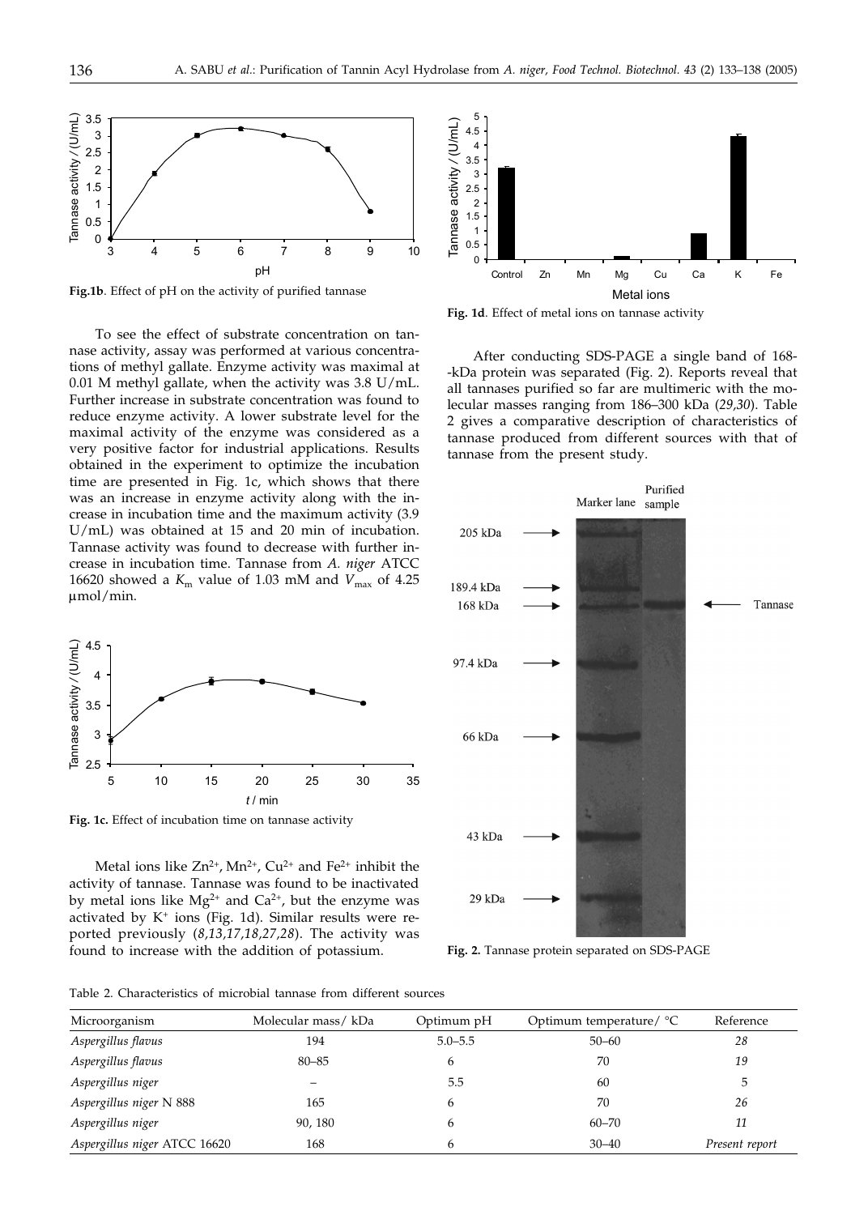Fig.1b. Effect of pH on the activity of purified tannase

To see the effect of substrate concentration on tannase activity, assay was performed at various concentrations of methyl gallate. Enzyme activity was maximal at 0.01 M methyl gallate, when the activity was 3.8 U/mL. Further increase in substrate concentration was found to reduce enzyme activity. A lower substrate level for the maximal activity of the enzyme was considered as a very positive factor for industrial applications. Results obtained in the experiment to optimize the incubation time are presented in Fig. 1c, which shows that there was an increase in enzyme activity along with the increase in incubation time and the maximum activity (3.9 U/mL) was obtained at 15 and 20 min of incubation. Tannase activity was found to decrease with further increase in incubation time. Tannase from *A. niger* ATCC 16620 showed a $K_m$ value of 1.03 mM and $V_{max}$ of 4.25 μmol/min.

**Fig. 1c.** Effect of incubation time on tannase activity

Metal ions like $Zn^{2+}$, $Mn^{2+}$, $Cu^{2+}$ and $Fe^{2+}$ inhibit the activity of tannase. Tannase was found to be inactivated by metal ions like $Mg^{2+}$ and $Ca^{2+}$, but the enzyme was activated by $K^{+}$ ions (Fig. 1d). Similar results were reported previously (*8,13,17,18,27,28*). The activity was found to increase with the addition of potassium.

**Fig. 1d**. Effect of metal ions on tannase activity

After conducting SDS-PAGE a single band of 168-kDa protein was separated (Fig. 2). Reports reveal that all tannases purified so far are multimeric with the molecular masses ranging from 186–300 kDa (*29,30*). Table 2 gives a comparative description of characteristics of tannase produced from different sources with that of tannase from the present study.

**Fig. 2.** Tannase protein separated on SDS-PAGE

Table 2. Characteristics of microbial tannase from different sources

| Microorganism | Molecular mass/ kDa | Optimum pH | Optimum temperature/ °C | Reference |
|---|---|---|---|---|
| *Aspergillus flavus* | 194 | 5.0–5.5 | 50–60 | *28* |
| *Aspergillus flavus* | 80–85 | 6 | 70 | *19* |
| *Aspergillus niger* | – | 5.5 | 60 | 5 |
| *Aspergillus niger* N 888 | 165 | 6 | 70 | *26* |
| *Aspergillus niger* | 90, 180 | 6 | 60–70 | *11* |
| *Aspergillus niger* ATCC 16620 | 168 | 6 | 30–40 | *Present report* |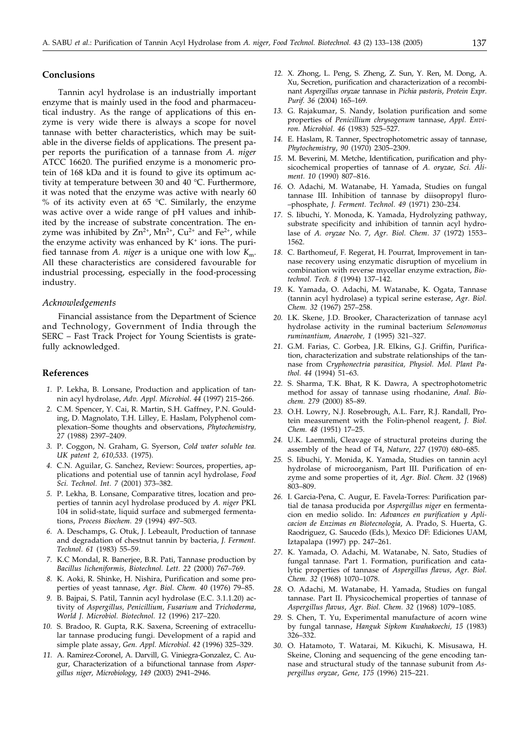## Conclusions

Tannin acyl hydrolase is an industrially important enzyme that is mainly used in the food and pharmaceutical industry. As the range of applications of this enzyme is very wide there is always a scope for novel tannase with better characteristics, which may be suitable in the diverse fields of applications. The present paper reports the purification of a tannase from *A. niger* ATCC 16620. The purified enzyme is a monomeric protein of 168 kDa and it is found to give its optimum activity at temperature between 30 and 40 °C. Furthermore, it was noted that the enzyme was active with nearly 60 % of its activity even at 65 °C. Similarly, the enzyme was active over a wide range of pH values and inhibited by the increase of substrate concentration. The enzyme was inhibited by $Zn^{2+}$, $Mn^{2+}$, $Cu^{2+}$ and $Fe^{2+}$, while the enzyme activity was enhanced by $K^{+}$ ions. The purified tannase from *A. niger* is a unique one with low $K_m$. All these characteristics are considered favourable for industrial processing, especially in the food-processing industry.

### *Acknowledgements*

Financial assistance from the Department of Science and Technology, Government of India through the SERC – Fast Track Project for Young Scientists is gratefully acknowledged.

## References

1. P. Lekha, B. Lonsane, Production and application of tannin acyl hydrolase, *Adv. Appl. Microbiol. 44* (1997) 215–266.
2. C.M. Spencer, Y. Cai, R. Martin, S.H. Gaffney, P.N. Goulding, D. Magnolato, T.H. Lilley, E. Haslam, Polyphenol complexation–Some thoughts and observations, *Phytochemistry, 27* (1988) 2397–2409.
3. P. Coggon, N. Graham, G. Syerson, *Cold water soluble tea. UK patent 2, 610,533.* (1975).
4. C.N. Aguilar, G. Sanchez, Review: Sources, properties, applications and potential use of tannin acyl hydrolase, *Food Sci. Technol. Int. 7* (2001) 373–382.
5. P. Lekha, B. Lonsane, Comparative titres, location and properties of tannin acyl hydrolase produced by *A. niger* PKL 104 in solid-state, liquid surface and submerged fermentations, *Process Biochem. 29* (1994) 497–503.
6. A. Deschamps, G. Otuk, J. Lebeault, Production of tannase and degradation of chestnut tannin by bacteria, *J. Ferment. Technol. 61* (1983) 55–59.
7. K.C Mondal, R. Banerjee, B.R. Pati, Tannase production by *Bacillus licheniformis, Biotechnol. Lett. 22* (2000) 767–769.
8. K. Aoki, R. Shinke, H. Nishira, Purification and some properties of yeast tannase, *Agr. Biol. Chem. 40* (1976) 79–85.
9. B. Bajpai, S. Patil, Tannin acyl hydrolase (E.C. 3.1.1.20) activity of *Aspergillus, Penicillium, Fusarium* and *Trichoderma, World J. Microbiol. Biotechnol. 12* (1996) 217–220.
10. S. Bradoo, R. Gupta, R.K. Saxena, Screening of extracellular tannase producing fungi. Development of a rapid and simple plate assay, *Gen. Appl. Microbiol. 42* (1996) 325–329.
11. A. Ramirez-Coronel, A. Darvill, G. Viniegra-Gonzalez, C. Augur, Characterization of a bifunctional tannase from *Aspergillus niger, Microbiology, 149* (2003) 2941–2946.
12. X. Zhong, L. Peng, S. Zheng, Z. Sun, Y. Ren, M. Dong, A. Xu, Secretion, purification and characterization of a recombinant *Aspergillus oryzae* tannase in *Pichia pastoris, Protein Expr. Purif. 36* (2004) 165–169.
13. G. Rajakumar, S. Nandy, Isolation purification and some properties of *Penicillium chrysogenum* tannase, *Appl. Environ. Microbiol. 46* (1983) 525–527.
14. E. Haslam, R. Tanner, Spectrophotometric assay of tannase, *Phytochemistry, 90* (1970) 2305–2309.
15. M. Beverini, M. Metche, Identification, purification and physicochemical properties of tannase of *A. oryzae, Sci. Aliment. 10* (1990) 807–816.
16. O. Adachi, M. Watanabe, H. Yamada, Studies on fungal tannase III. Inhibition of tannase by diisopropyl fluro–phosphate, *J. Ferment. Technol. 49* (1971) 230–234.
17. S. Iibuchi, Y. Monoda, K. Yamada, Hydrolyzing pathway, substrate specificity and inhibition of tannin acyl hydrolase of *A. oryzae* No. 7, *Agr. Biol. Chem. 37* (1972) 1553–1562.
18. C. Barthomeuf, F. Regerat, H. Pourrat, Improvement in tannase recovery using enzymatic disruption of mycelium in combination with reverse mycellar enzyme extraction, *Biotechnol. Tech. 8* (1994) 137–142.
19. K. Yamada, O. Adachi, M. Watanabe, K. Ogata, Tannase (tannin acyl hydrolase) a typical serine esterase, *Agr. Biol. Chem. 32* (1967) 257–258.
20. I.K. Skene, J.D. Brooker, Characterization of tannase acyl hydrolase activity in the ruminal bacterium *Selenomonus ruminantium, Anaerobe, 1* (1995) 321–327.
21. G.M. Farias, C. Gorbea, J.R. Elkins, G.J. Griffin, Purification, characterization and substrate relationships of the tannase from *Cryphonectria parasitica, Physiol. Mol. Plant Pathol. 44* (1994) 51–63.
22. S. Sharma, T.K. Bhat, R K. Dawra, A spectrophotometric method for assay of tannase using rhodanine, *Anal. Biochem. 279* (2000) 85–89.
23. O.H. Lowry, N.J. Rosebrough, A.L. Farr, R.J. Randall, Protein measurement with the Folin-phenol reagent, *J. Biol. Chem. 48* (1951) 17–25.
24. U.K. Laemmli, Cleavage of structural proteins during the assembly of the head of T4, *Nature, 227* (1970) 680–685.
25. S. Iibuchi, Y. Monida, K. Yamada, Studies on tannin acyl hydrolase of microorganism, Part III. Purification of enzyme and some properties of it, *Agr. Biol. Chem. 32* (1968) 803–809.
26. I. Garcia-Pena, C. Augur, E. Favela-Torres: Purification partial de tanasa producida por *Aspergillus niger* en fermentacion en medio solido. In: *Advances en purification y Aplicacion de Enzimas en Biotecnologia*, A. Prado, S. Huerta, G. Raodriguez, G. Saucedo (Eds.), Mexico DF: Ediciones UAM, Iztapalapa (1997) pp. 247–261.
27. K. Yamada, O. Adachi, M. Watanabe, N. Sato, Studies of fungal tannase. Part 1. Formation, purification and catalytic properties of tannase of *Aspergillus flavus, Agr. Biol. Chem. 32* (1968) 1070–1078.
28. O. Adachi, M. Watanabe, H. Yamada, Studies on fungal tannase. Part II. Physicochemical properties of tannase of *Aspergillus flavus, Agr. Biol. Chem. 32* (1968) 1079–1085.
29. S. Chen, T. Yu, Experimental manufacture of acorn wine by fungal tannase, *Hanguk Sipkom Kwahakoechi, 15* (1983) 326–332.
30. O. Hatamoto, T. Watarai, M. Kikuchi, K. Misusawa, H. Skeine, Cloning and sequencing of the gene encoding tannase and structural study of the tannase subunit from *Aspergillus oryzae, Gene, 175* (1996) 215–221.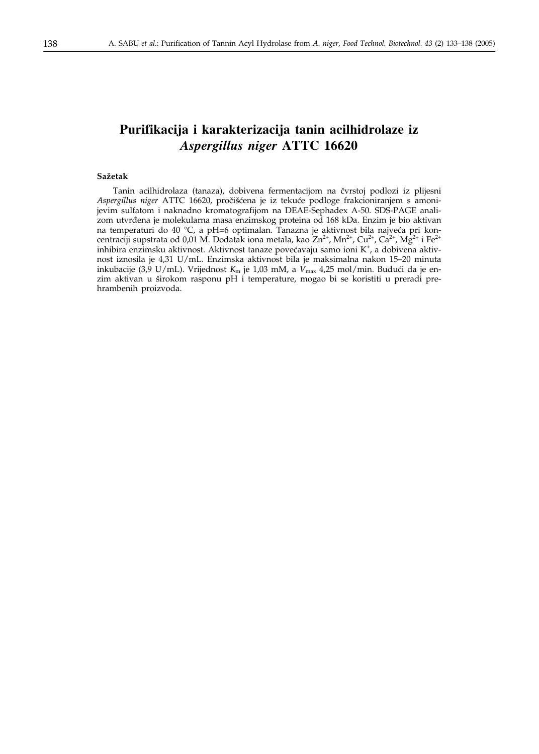# Purifikacija i karakterizacija tanin acilhidrolaze iz *Aspergillus niger* ATTC 16620

## Sažetak

Tanin acilhidrolaza (tanaza), dobivena fermentacijom na čvrstoj podlozi iz plijesni *Aspergillus niger* ATTC 16620, pročišćena je iz tekuće podloge frakcioniranjem s amonijevim sulfatom i naknadno kromatografijom na DEAE-Sephadex A-50. SDS-PAGE analizom utvrđena je molekularna masa enzimskog proteina od 168 kDa. Enzim je bio aktivan na temperaturi do 40 °C, a pH=6 optimalan. Tanazna je aktivnost bila najveća pri koncentraciji supstrata od 0,01 M. Dodatak iona metala, kao $Zn^{2+}$, $Mn^{2+}$, $Cu^{2+}$, $Ca^{2+}$, $Mg^{2+}$ i $Fe^{2+}$ inhibira enzimsku aktivnost. Aktivnost tanaze povećavaju samo ioni $K^{+}$, a dobivena aktivnost iznosila je 4,31 U/mL. Enzimska aktivnost bila je maksimalna nakon 15–20 minuta inkubacije (3,9 U/mL). Vrijednost $K_m$ je 1,03 mM, a $V_{max}$ 4,25 mol/min. Budući da je enzim aktivan u širokom rasponu pH i temperature, mogao bi se koristiti u preradi prehrambenih proizvoda.